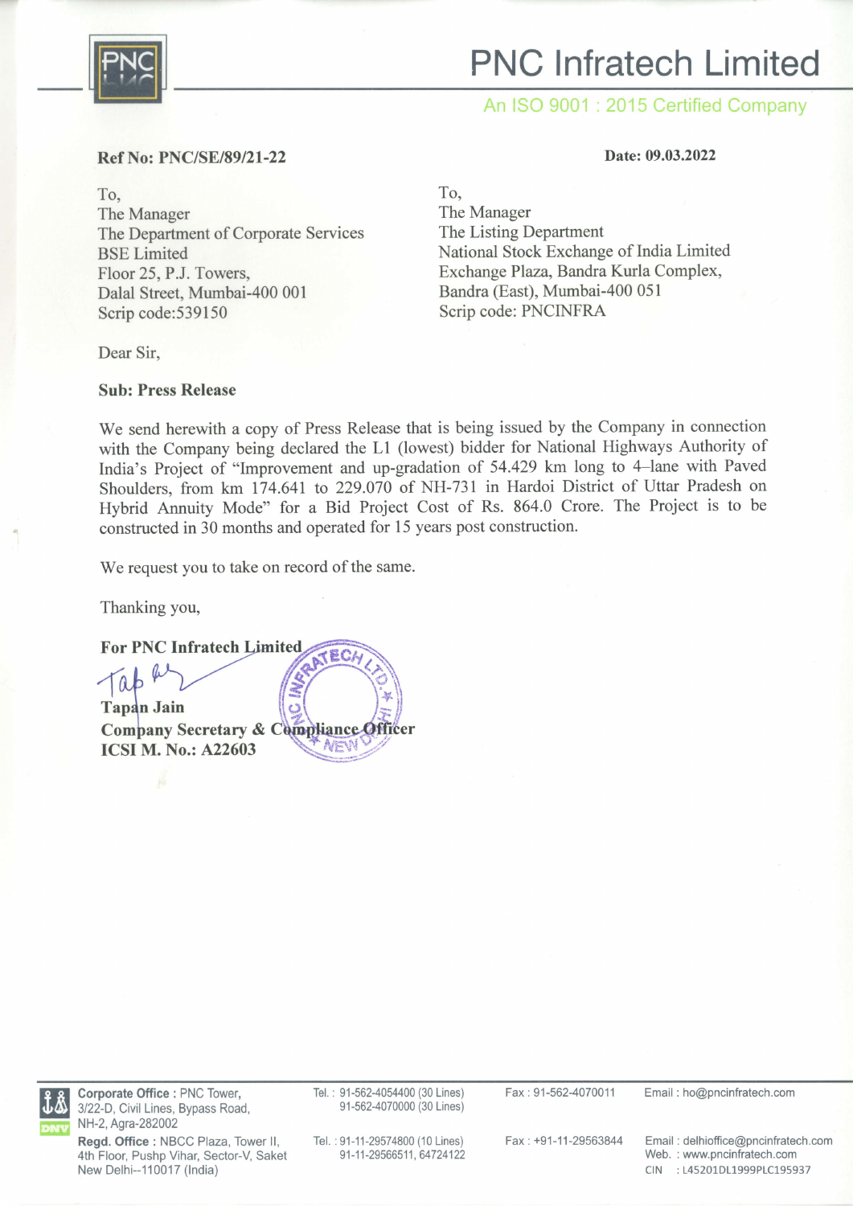# PNC Infratech Limited

An ISO 9001 : 2015 Certified Company

**Ref No: PNC/SE/89/21-22**

**Date: 09.03.2022**

To,
The Manager
The Department of Corporate Services
BSE Limited
Floor 25, P.J. Towers,
Dalal Street, Mumbai-400 001
Scrip code:539150

To,
The Manager
The Listing Department
National Stock Exchange of India Limited
Exchange Plaza, Bandra Kurla Complex,
Bandra (East), Mumbai-400 051
Scrip code: PNCINFRA

Dear Sir,

**Sub: Press Release**

We send herewith a copy of Press Release that is being issued by the Company in connection with the Company being declared the L1 (lowest) bidder for National Highways Authority of India's Project of "Improvement and up-gradation of 54.429 km long to 4–lane with Paved Shoulders, from km 174.641 to 229.070 of NH-731 in Hardoi District of Uttar Pradesh on Hybrid Annuity Mode" for a Bid Project Cost of Rs. 864.0 Crore. The Project is to be constructed in 30 months and operated for 15 years post construction.

We request you to take on record of the same.

Thanking you,

**For PNC Infratech Limited**

**Tapan Jain**
**Company Secretary & Compliance Officer**
**ICSI M. No.: A22603**

**Corporate Office :** PNC Tower, 3/22-D, Civil Lines, Bypass Road, NH-2, Agra-282002 | Tel. : 91-562-4054400 (30 Lines), 91-562-4070000 (30 Lines) | Fax : 91-562-4070011 | Email : ho@pncinfratech.com

**Regd. Office :** NBCC Plaza, Tower II, 4th Floor, Pushp Vihar, Sector-V, Saket New Delhi--110017 (India) | Tel. : 91-11-29574800 (10 Lines), 91-11-29566511, 64724122 | Fax : +91-11-29563844 | Email : delhioffice@pncinfratech.com | Web. : www.pncinfratech.com | CIN : L45201DL1999PLC195937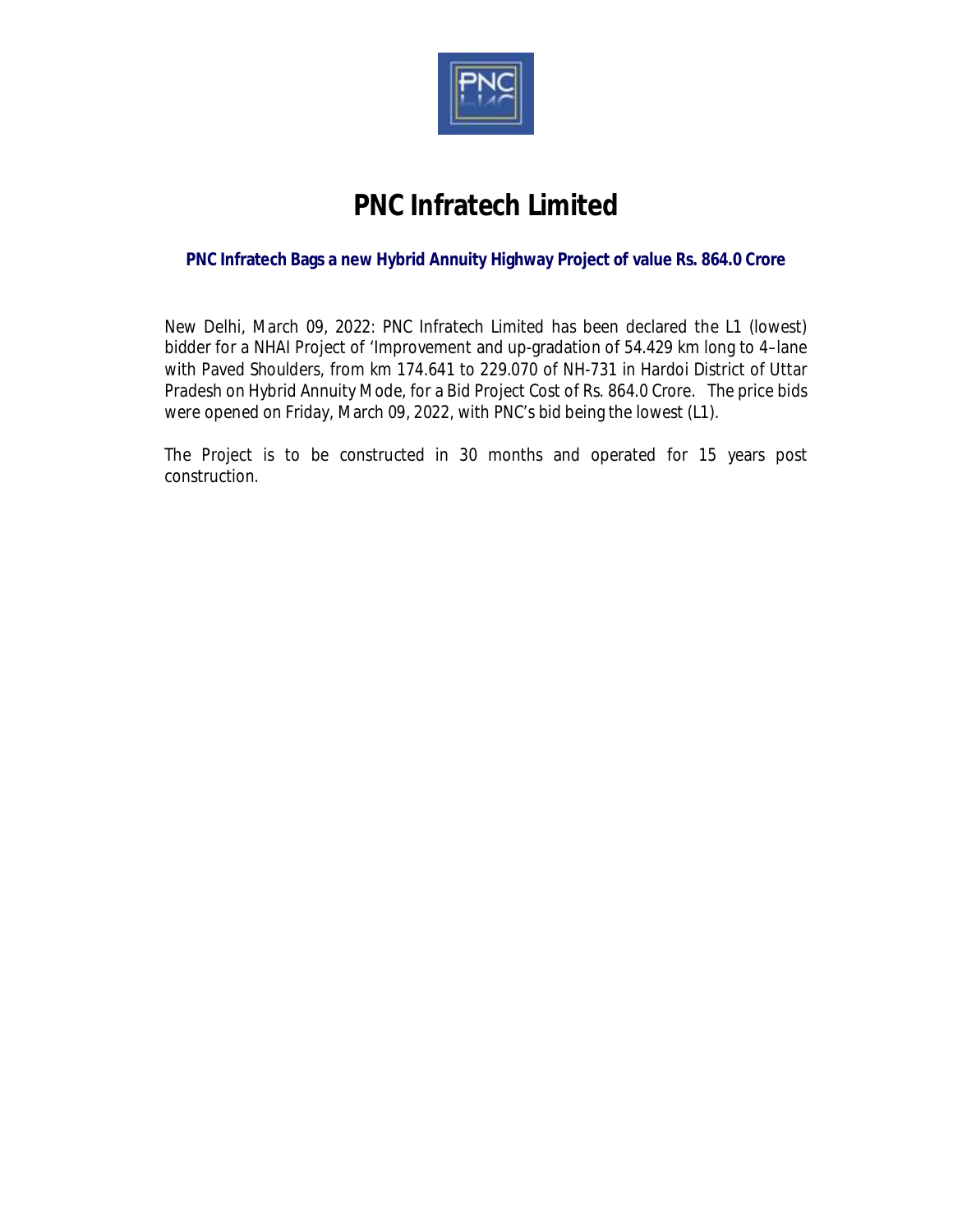# PNC Infratech Limited

**PNC Infratech Bags a new Hybrid Annuity Highway Project of value Rs. 864.0 Crore**

New Delhi, March 09, 2022: PNC Infratech Limited has been declared the L1 (lowest) bidder for a NHAI Project of 'Improvement and up-gradation of 54.429 km long to 4–lane with Paved Shoulders, from km 174.641 to 229.070 of NH-731 in Hardoi District of Uttar Pradesh on Hybrid Annuity Mode, for a Bid Project Cost of Rs. 864.0 Crore. The price bids were opened on Friday, March 09, 2022, with PNC's bid being the lowest (L1).

The Project is to be constructed in 30 months and operated for 15 years post construction.